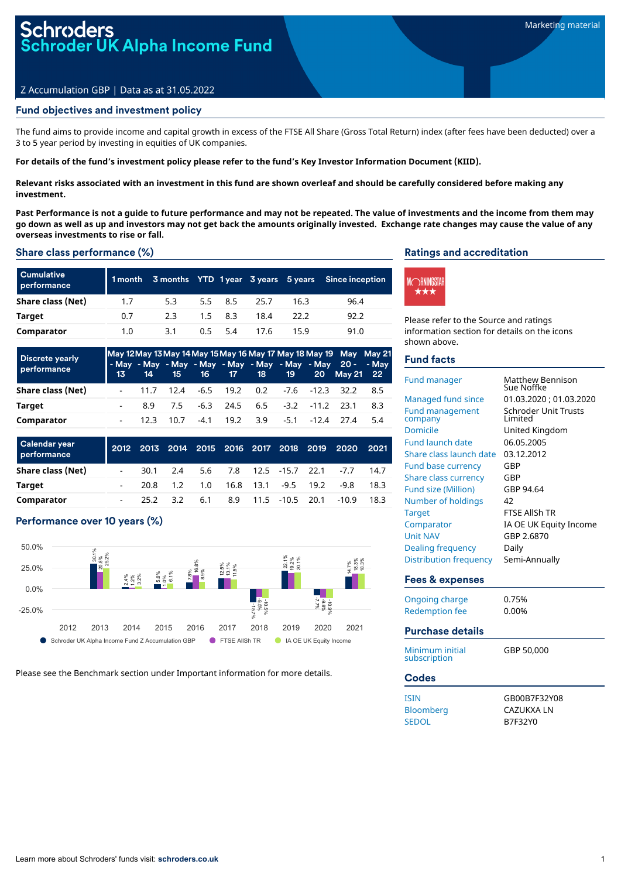# Schroders
# Schroder UK Alpha Income Fund

Marketing material

Z Accumulation GBP | Data as at 31.05.2022

## Fund objectives and investment policy

The fund aims to provide income and capital growth in excess of the FTSE All Share (Gross Total Return) index (after fees have been deducted) over a 3 to 5 year period by investing in equities of UK companies.

**For details of the fund's investment policy please refer to the fund's Key Investor Information Document (KIID).**

**Relevant risks associated with an investment in this fund are shown overleaf and should be carefully considered before making any investment.**

**Past Performance is not a guide to future performance and may not be repeated. The value of investments and the income from them may go down as well as up and investors may not get back the amounts originally invested. Exchange rate changes may cause the value of any overseas investments to rise or fall.**

## Share class performance (%)

| Cumulative performance | 1 month | 3 months | YTD | 1 year | 3 years | 5 years | Since inception |
|---|---|---|---|---|---|---|---|
| Share class (Net) | 1.7 | 5.3 | 5.5 | 8.5 | 25.7 | 16.3 | 96.4 |
| Target | 0.7 | 2.3 | 1.5 | 8.3 | 18.4 | 22.2 | 92.2 |
| Comparator | 1.0 | 3.1 | 0.5 | 5.4 | 17.6 | 15.9 | 91.0 |

| Discrete yearly performance | May 12 - May 13 | May 13 - May 14 | May 14 - May 15 | May 15 - May 16 | May 16 - May 17 | May 17 - May 18 | May 18 - May 19 | May 19 - May 20 | May 20 - May 21 | May 21 - May 22 |
|---|---|---|---|---|---|---|---|---|---|---|
| Share class (Net) | - | 11.7 | 12.4 | -6.5 | 19.2 | 0.2 | -7.6 | -12.3 | 32.2 | 8.5 |
| Target | - | 8.9 | 7.5 | -6.3 | 24.5 | 6.5 | -3.2 | -11.2 | 23.1 | 8.3 |
| Comparator | - | 12.3 | 10.7 | -4.1 | 19.2 | 3.9 | -5.1 | -12.4 | 27.4 | 5.4 |

| Calendar year performance | 2012 | 2013 | 2014 | 2015 | 2016 | 2017 | 2018 | 2019 | 2020 | 2021 |
|---|---|---|---|---|---|---|---|---|---|---|
| Share class (Net) | - | 30.1 | 2.4 | 5.6 | 7.8 | 12.5 | -15.7 | 22.1 | -7.7 | 14.7 |
| Target | - | 20.8 | 1.2 | 1.0 | 16.8 | 13.1 | -9.5 | 19.2 | -9.8 | 18.3 |
| Comparator | - | 25.2 | 3.2 | 6.1 | 8.9 | 11.5 | -10.5 | 20.1 | -10.9 | 18.3 |

## Performance over 10 years (%)

50.0%
25.0%
0.0%
-25.0%

30.1% 20.8% 25.2%
2.4% 1.2% 3.2%
5.6% 1.0% 6.1%
7.8% 16.8% 8.9%
12.5% 13.1% 11.5%
-15.7% -9.5% -10.5%
22.1% 19.2% 20.1%
-7.7% -9.8% -10.9%
14.7% 18.3% 18.3%

2012 2013 2014 2015 2016 2017 2018 2019 2020 2021

Schroder UK Alpha Income Fund Z Accumulation GBP · FTSE AllSh TR · IA OE UK Equity Income

Please see the Benchmark section under Important information for more details.

## Ratings and accreditation

MORNINGSTAR ★★★

Please refer to the Source and ratings information section for details on the icons shown above.

## Fund facts

| | |
|---|---|
| Fund manager | Matthew Bennison<br>Sue Noffke |
| Managed fund since | 01.03.2020 ; 01.03.2020 |
| Fund management company | Schroder Unit Trusts Limited |
| Domicile | United Kingdom |
| Fund launch date | 06.05.2005 |
| Share class launch date | 03.12.2012 |
| Fund base currency | GBP |
| Share class currency | GBP |
| Fund size (Million) | GBP 94.64 |
| Number of holdings | 42 |
| Target | FTSE AllSh TR |
| Comparator | IA OE UK Equity Income |
| Unit NAV | GBP 2.6870 |
| Dealing frequency | Daily |
| Distribution frequency | Semi-Annually |

## Fees & expenses

| | |
|---|---|
| Ongoing charge | 0.75% |
| Redemption fee | 0.00% |

## Purchase details

| | |
|---|---|
| Minimum initial subscription | GBP 50,000 |

## Codes

| | |
|---|---|
| ISIN | GB00B7F32Y08 |
| Bloomberg | CAZUKXA LN |
| SEDOL | B7F32Y0 |

Learn more about Schroders' funds visit: **schroders.co.uk**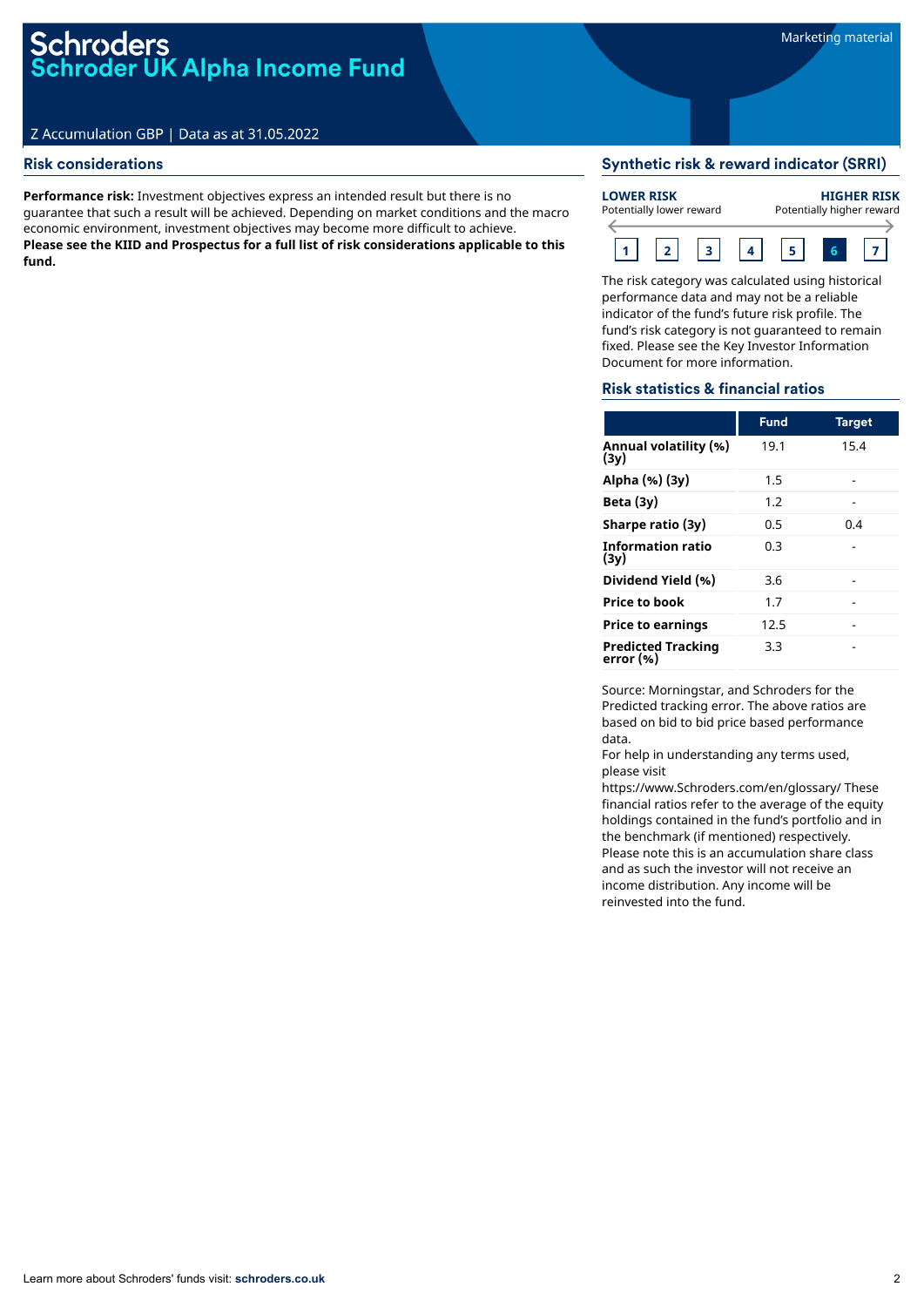# Schroders
## Schroder UK Alpha Income Fund

Marketing material

Z Accumulation GBP | Data as at 31.05.2022

## Risk considerations

**Performance risk:** Investment objectives express an intended result but there is no guarantee that such a result will be achieved. Depending on market conditions and the macro economic environment, investment objectives may become more difficult to achieve.
**Please see the KIID and Prospectus for a full list of risk considerations applicable to this fund.**

## Synthetic risk & reward indicator (SRRI)

**LOWER RISK**
Potentially lower reward

**HIGHER RISK**
Potentially higher reward

1 2 3 4 5 **6** 7

The risk category was calculated using historical performance data and may not be a reliable indicator of the fund's future risk profile. The fund's risk category is not guaranteed to remain fixed. Please see the Key Investor Information Document for more information.

## Risk statistics & financial ratios

| | Fund | Target |
|---|---|---|
| **Annual volatility (%) (3y)** | 19.1 | 15.4 |
| **Alpha (%) (3y)** | 1.5 | - |
| **Beta (3y)** | 1.2 | - |
| **Sharpe ratio (3y)** | 0.5 | 0.4 |
| **Information ratio (3y)** | 0.3 | - |
| **Dividend Yield (%)** | 3.6 | - |
| **Price to book** | 1.7 | - |
| **Price to earnings** | 12.5 | - |
| **Predicted Tracking error (%)** | 3.3 | - |

Source: Morningstar, and Schroders for the Predicted tracking error. The above ratios are based on bid to bid price based performance data.
For help in understanding any terms used, please visit https://www.Schroders.com/en/glossary/ These financial ratios refer to the average of the equity holdings contained in the fund's portfolio and in the benchmark (if mentioned) respectively.
Please note this is an accumulation share class and as such the investor will not receive an income distribution. Any income will be reinvested into the fund.

Learn more about Schroders' funds visit: **schroders.co.uk**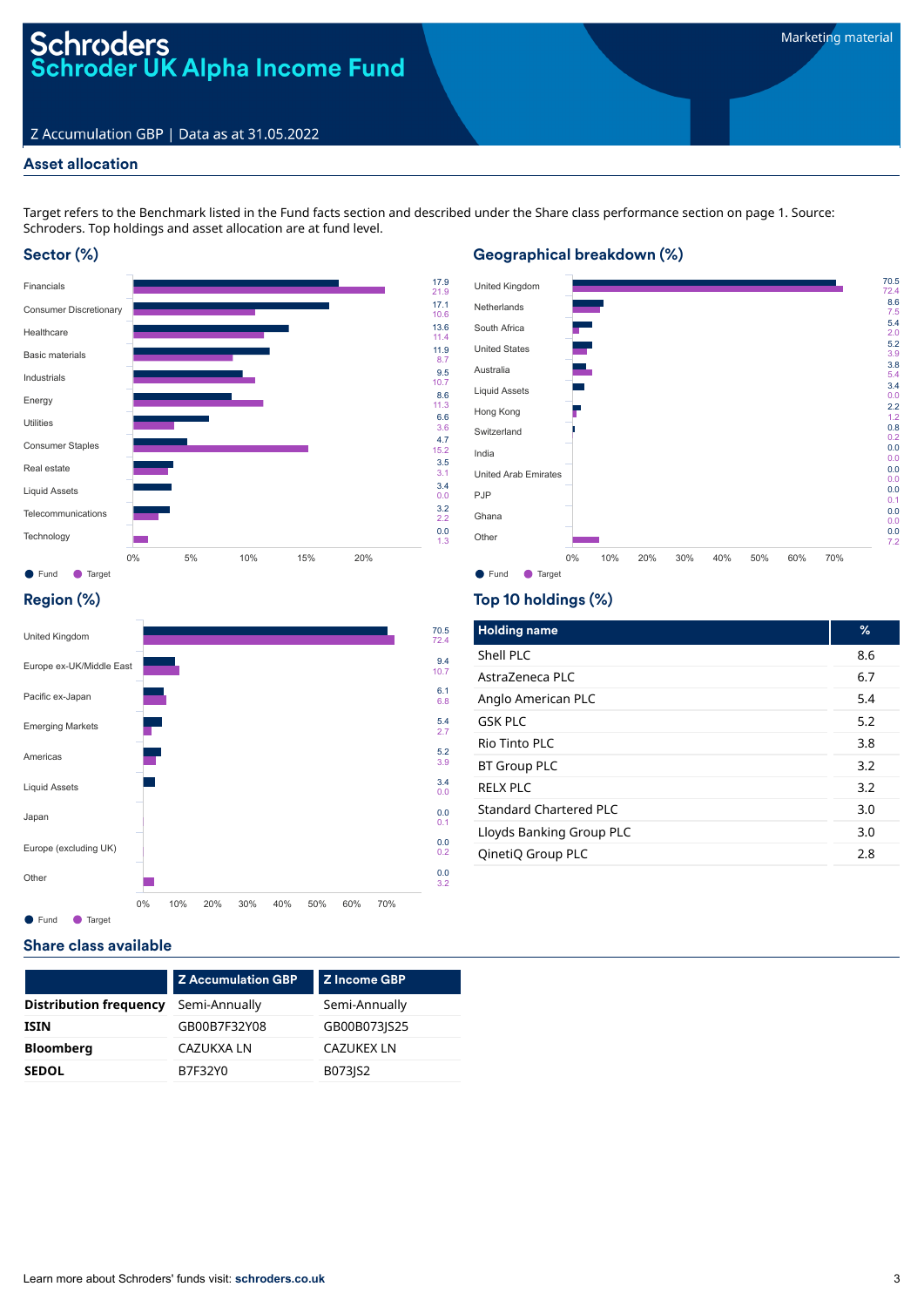# Schroders
# Schroder UK Alpha Income Fund

Marketing material

Z Accumulation GBP | Data as at 31.05.2022

## Asset allocation

Target refers to the Benchmark listed in the Fund facts section and described under the Share class performance section on page 1. Source: Schroders. Top holdings and asset allocation are at fund level.

### Sector (%)

Financials 17.9 21.9
Consumer Discretionary 17.1 10.6
Healthcare 13.6 11.4
Basic materials 11.9 8.7
Industrials 9.5 10.7
Energy 8.6 11.3
Utilities 6.6 3.6
Consumer Staples 4.7 15.2
Real estate 3.5 3.1
Liquid Assets 3.4 0.0
Telecommunications 3.2 2.2
Technology 0.0 1.3

0% 5% 10% 15% 20%

Fund Target

### Geographical breakdown (%)

United Kingdom 70.5 72.4
Netherlands 8.6 7.5
South Africa 5.4 2.0
United States 5.2 3.9
Australia 3.8 5.4
Liquid Assets 3.4 0.0
Hong Kong 2.2 1.2
Switzerland 0.8 0.2
India 0.0 0.0
United Arab Emirates 0.0 0.0
PJP 0.0 0.1
Ghana 0.0 0.0
Other 0.0 7.2

0% 10% 20% 30% 40% 50% 60% 70%

Fund Target

### Region (%)

United Kingdom 70.5 72.4
Europe ex-UK/Middle East 9.4 10.7
Pacific ex-Japan 6.1 6.8
Emerging Markets 5.4 2.7
Americas 5.2 3.9
Liquid Assets 3.4 0.0
Japan 0.0 0.1
Europe (excluding UK) 0.0 0.2
Other 0.0 3.2

0% 10% 20% 30% 40% 50% 60% 70%

Fund Target

### Top 10 holdings (%)

| Holding name | % |
|---|---|
| Shell PLC | 8.6 |
| AstraZeneca PLC | 6.7 |
| Anglo American PLC | 5.4 |
| GSK PLC | 5.2 |
| Rio Tinto PLC | 3.8 |
| BT Group PLC | 3.2 |
| RELX PLC | 3.2 |
| Standard Chartered PLC | 3.0 |
| Lloyds Banking Group PLC | 3.0 |
| QinetiQ Group PLC | 2.8 |

## Share class available

| | Z Accumulation GBP | Z Income GBP |
|---|---|---|
| **Distribution frequency** | Semi-Annually | Semi-Annually |
| **ISIN** | GB00B7F32Y08 | GB00B073JS25 |
| **Bloomberg** | CAZUKXA LN | CAZUKEX LN |
| **SEDOL** | B7F32Y0 | B073JS2 |

Learn more about Schroders' funds visit: **schroders.co.uk**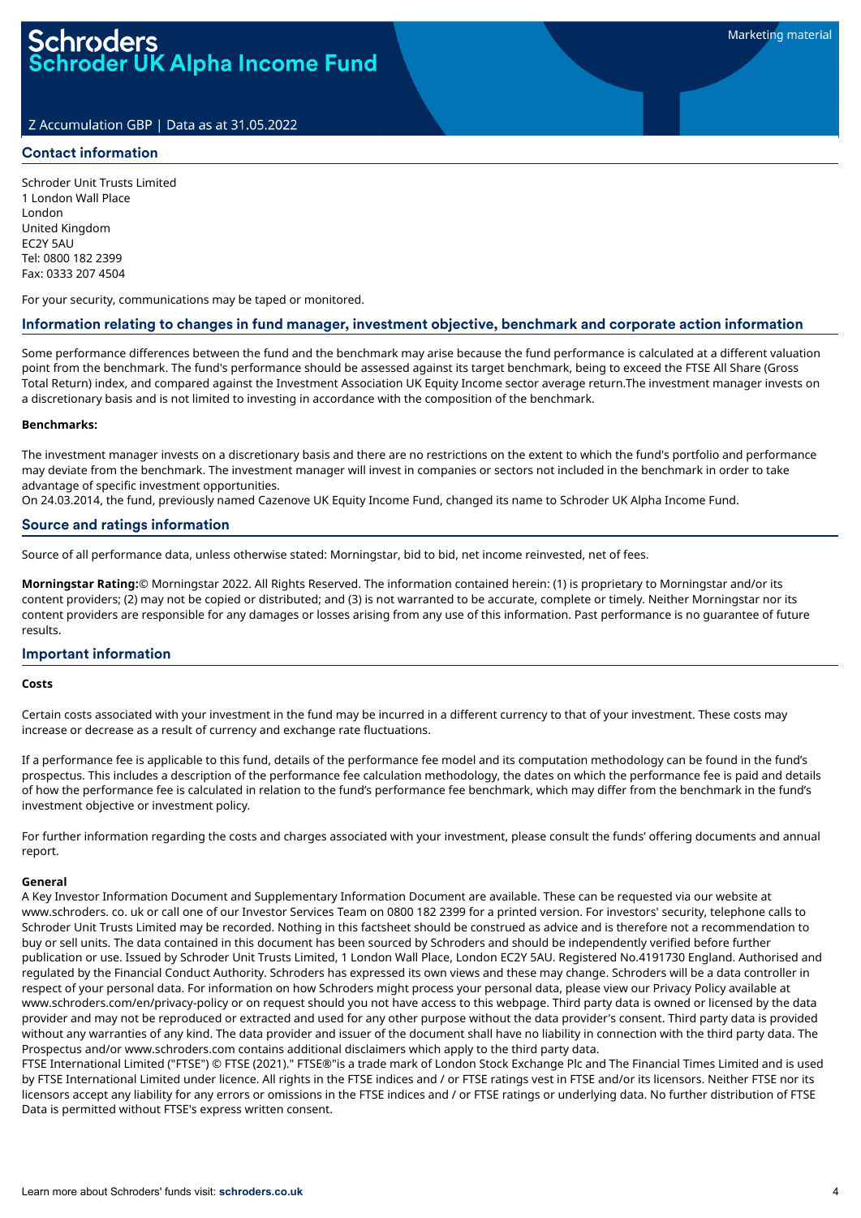# Schroders
## Schroder UK Alpha Income Fund

Marketing material

Z Accumulation GBP | Data as at 31.05.2022

## Contact information

Schroder Unit Trusts Limited
1 London Wall Place
London
United Kingdom
EC2Y 5AU
Tel: 0800 182 2399
Fax: 0333 207 4504

For your security, communications may be taped or monitored.

## Information relating to changes in fund manager, investment objective, benchmark and corporate action information

Some performance differences between the fund and the benchmark may arise because the fund performance is calculated at a different valuation point from the benchmark. The fund's performance should be assessed against its target benchmark, being to exceed the FTSE All Share (Gross Total Return) index, and compared against the Investment Association UK Equity Income sector average return.The investment manager invests on a discretionary basis and is not limited to investing in accordance with the composition of the benchmark.

**Benchmarks:**

The investment manager invests on a discretionary basis and there are no restrictions on the extent to which the fund's portfolio and performance may deviate from the benchmark. The investment manager will invest in companies or sectors not included in the benchmark in order to take advantage of specific investment opportunities.
On 24.03.2014, the fund, previously named Cazenove UK Equity Income Fund, changed its name to Schroder UK Alpha Income Fund.

## Source and ratings information

Source of all performance data, unless otherwise stated: Morningstar, bid to bid, net income reinvested, net of fees.

**Morningstar Rating:**© Morningstar 2022. All Rights Reserved. The information contained herein: (1) is proprietary to Morningstar and/or its content providers; (2) may not be copied or distributed; and (3) is not warranted to be accurate, complete or timely. Neither Morningstar nor its content providers are responsible for any damages or losses arising from any use of this information. Past performance is no guarantee of future results.

## Important information

**Costs**

Certain costs associated with your investment in the fund may be incurred in a different currency to that of your investment. These costs may increase or decrease as a result of currency and exchange rate fluctuations.

If a performance fee is applicable to this fund, details of the performance fee model and its computation methodology can be found in the fund's prospectus. This includes a description of the performance fee calculation methodology, the dates on which the performance fee is paid and details of how the performance fee is calculated in relation to the fund's performance fee benchmark, which may differ from the benchmark in the fund's investment objective or investment policy.

For further information regarding the costs and charges associated with your investment, please consult the funds' offering documents and annual report.

**General**
A Key Investor Information Document and Supplementary Information Document are available. These can be requested via our website at www.schroders. co. uk or call one of our Investor Services Team on 0800 182 2399 for a printed version. For investors' security, telephone calls to Schroder Unit Trusts Limited may be recorded. Nothing in this factsheet should be construed as advice and is therefore not a recommendation to buy or sell units. The data contained in this document has been sourced by Schroders and should be independently verified before further publication or use. Issued by Schroder Unit Trusts Limited, 1 London Wall Place, London EC2Y 5AU. Registered No.4191730 England. Authorised and regulated by the Financial Conduct Authority. Schroders has expressed its own views and these may change. Schroders will be a data controller in respect of your personal data. For information on how Schroders might process your personal data, please view our Privacy Policy available at www.schroders.com/en/privacy-policy or on request should you not have access to this webpage. Third party data is owned or licensed by the data provider and may not be reproduced or extracted and used for any other purpose without the data provider's consent. Third party data is provided without any warranties of any kind. The data provider and issuer of the document shall have no liability in connection with the third party data. The Prospectus and/or www.schroders.com contains additional disclaimers which apply to the third party data.
FTSE International Limited ("FTSE") © FTSE (2021)." FTSE®"is a trade mark of London Stock Exchange Plc and The Financial Times Limited and is used by FTSE International Limited under licence. All rights in the FTSE indices and / or FTSE ratings vest in FTSE and/or its licensors. Neither FTSE nor its licensors accept any liability for any errors or omissions in the FTSE indices and / or FTSE ratings or underlying data. No further distribution of FTSE Data is permitted without FTSE's express written consent.

Learn more about Schroders' funds visit: **schroders.co.uk**